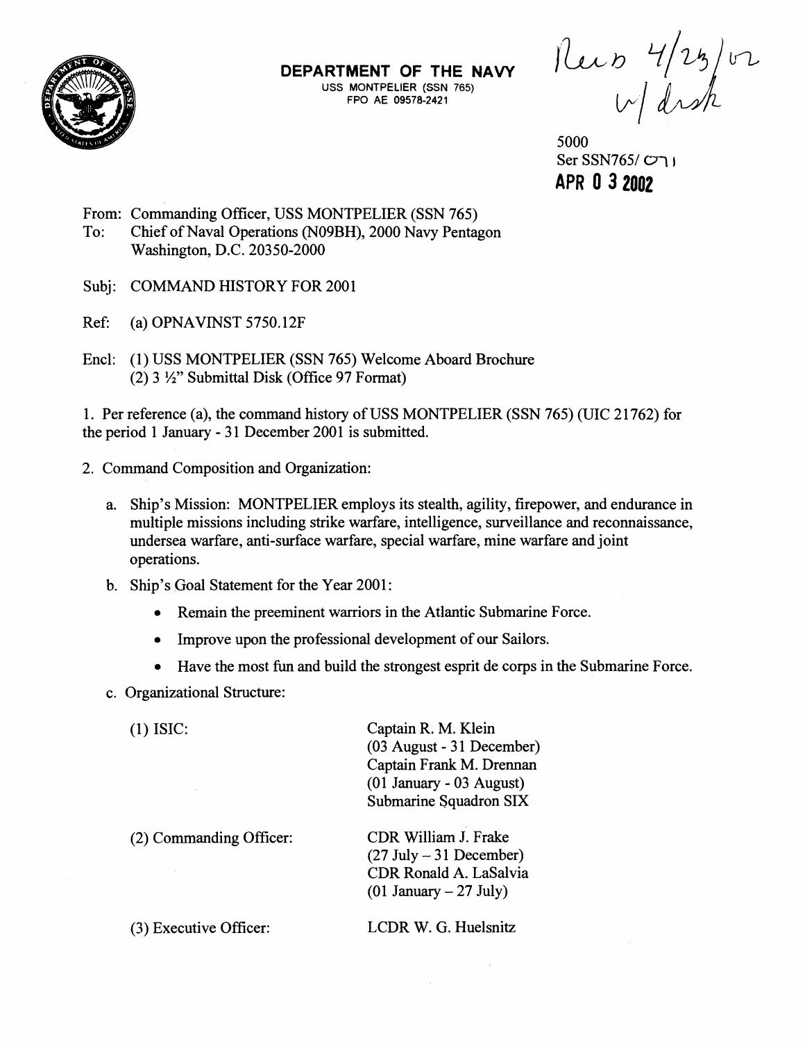**DEPARTMENT OF THE NAVY**
USS MONTPELIER (SSN 765)
FPO AE 09578-2421

Rec'd 4/23/02 w/ disk

5000
Ser SSN765/ 071
**APR 0 3 2002**

From: Commanding Officer, USS MONTPELIER (SSN 765)
To: Chief of Naval Operations (N09BH), 2000 Navy Pentagon
Washington, D.C. 20350-2000

Subj: COMMAND HISTORY FOR 2001

Ref: (a) OPNAVINST 5750.12F

Encl: (1) USS MONTPELIER (SSN 765) Welcome Aboard Brochure
(2) 3 ½" Submittal Disk (Office 97 Format)

1. Per reference (a), the command history of USS MONTPELIER (SSN 765) (UIC 21762) for the period 1 January - 31 December 2001 is submitted.

2. Command Composition and Organization:

   a. Ship's Mission: MONTPELIER employs its stealth, agility, firepower, and endurance in multiple missions including strike warfare, intelligence, surveillance and reconnaissance, undersea warfare, anti-surface warfare, special warfare, mine warfare and joint operations.

   b. Ship's Goal Statement for the Year 2001:

      - Remain the preeminent warriors in the Atlantic Submarine Force.
      - Improve upon the professional development of our Sailors.
      - Have the most fun and build the strongest esprit de corps in the Submarine Force.

   c. Organizational Structure:

      (1) ISIC: Captain R. M. Klein (03 August - 31 December)
      Captain Frank M. Drennan (01 January - 03 August)
      Submarine Squadron SIX

      (2) Commanding Officer: CDR William J. Frake (27 July – 31 December)
      CDR Ronald A. LaSalvia (01 January – 27 July)

      (3) Executive Officer: LCDR W. G. Huelsnitz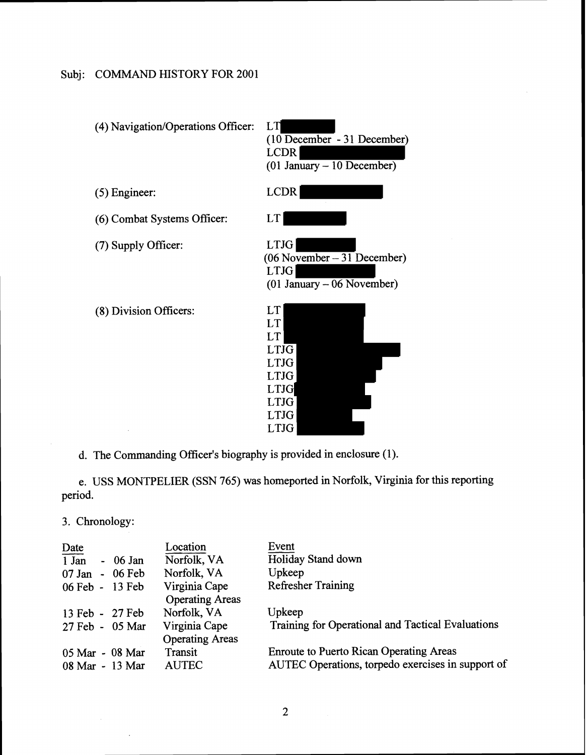Subj: COMMAND HISTORY FOR 2001

| | |
|---|---|
| (4) Navigation/Operations Officer: | LT (10 December - 31 December)<br>LCDR (01 January – 10 December) |
| (5) Engineer: | LCDR |
| (6) Combat Systems Officer: | LT |
| (7) Supply Officer: | LTJG (06 November – 31 December)<br>LTJG (01 January – 06 November) |
| (8) Division Officers: | LT<br>LT<br>LT<br>LTJG<br>LTJG<br>LTJG<br>LTJG<br>LTJG<br>LTJG<br>LTJG |

d. The Commanding Officer's biography is provided in enclosure (1).

e. USS MONTPELIER (SSN 765) was homeported in Norfolk, Virginia for this reporting period.

3. Chronology:

| Date | Location | Event |
|---|---|---|
| 1 Jan - 06 Jan | Norfolk, VA | Holiday Stand down |
| 07 Jan - 06 Feb | Norfolk, VA | Upkeep |
| 06 Feb - 13 Feb | Virginia Cape Operating Areas | Refresher Training |
| 13 Feb - 27 Feb | Norfolk, VA | Upkeep |
| 27 Feb - 05 Mar | Virginia Cape Operating Areas | Training for Operational and Tactical Evaluations |
| 05 Mar - 08 Mar | Transit | Enroute to Puerto Rican Operating Areas |
| 08 Mar - 13 Mar | AUTEC | AUTEC Operations, torpedo exercises in support of |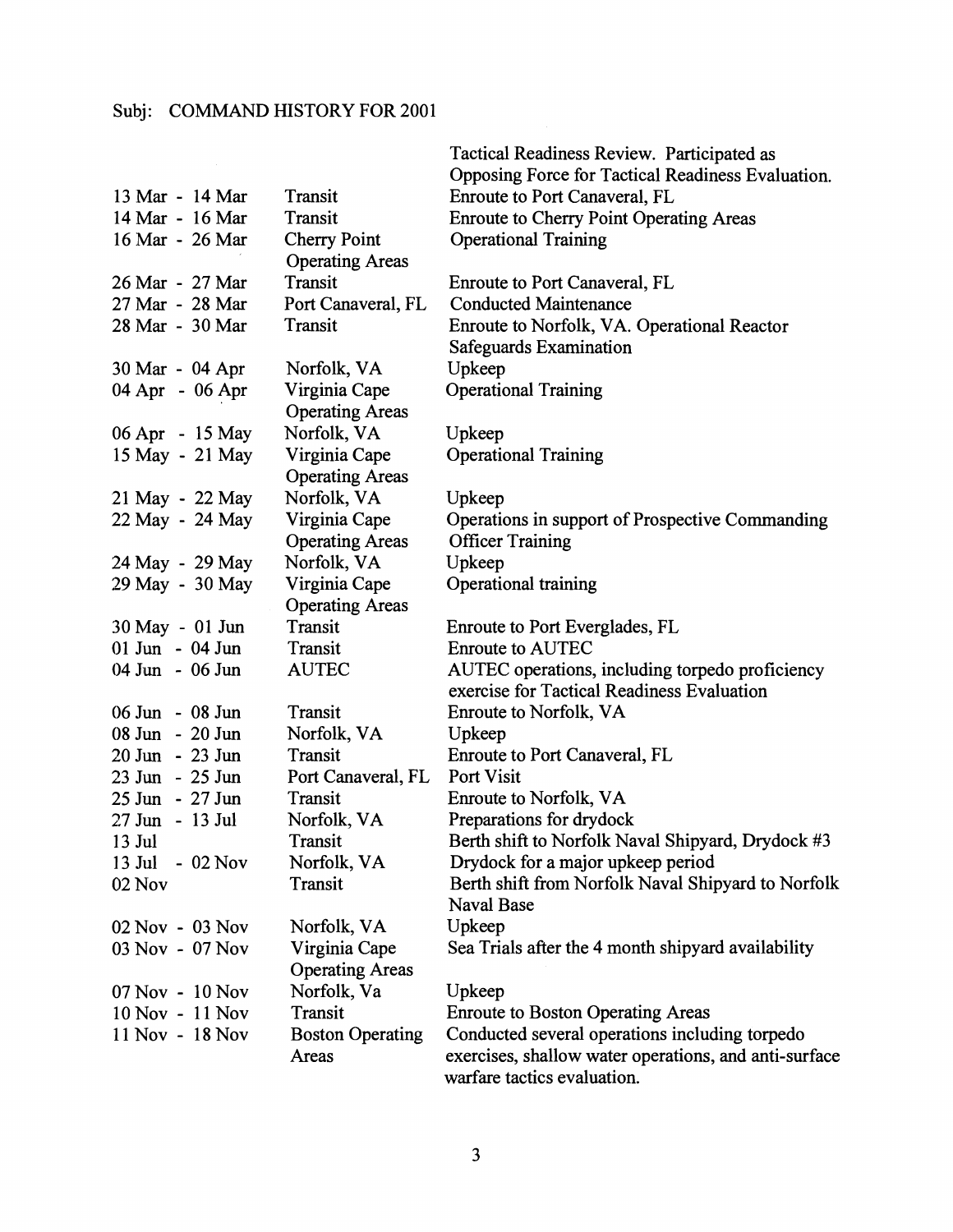Subj: COMMAND HISTORY FOR 2001

| | | |
|---|---|---|
| | | Tactical Readiness Review. Participated as Opposing Force for Tactical Readiness Evaluation. |
| 13 Mar - 14 Mar | Transit | Enroute to Port Canaveral, FL |
| 14 Mar - 16 Mar | Transit | Enroute to Cherry Point Operating Areas |
| 16 Mar - 26 Mar | Cherry Point Operating Areas | Operational Training |
| 26 Mar - 27 Mar | Transit | Enroute to Port Canaveral, FL |
| 27 Mar - 28 Mar | Port Canaveral, FL | Conducted Maintenance |
| 28 Mar - 30 Mar | Transit | Enroute to Norfolk, VA. Operational Reactor Safeguards Examination |
| 30 Mar - 04 Apr | Norfolk, VA | Upkeep |
| 04 Apr - 06 Apr | Virginia Cape Operating Areas | Operational Training |
| 06 Apr - 15 May | Norfolk, VA | Upkeep |
| 15 May - 21 May | Virginia Cape Operating Areas | Operational Training |
| 21 May - 22 May | Norfolk, VA | Upkeep |
| 22 May - 24 May | Virginia Cape Operating Areas | Operations in support of Prospective Commanding Officer Training |
| 24 May - 29 May | Norfolk, VA | Upkeep |
| 29 May - 30 May | Virginia Cape Operating Areas | Operational training |
| 30 May - 01 Jun | Transit | Enroute to Port Everglades, FL |
| 01 Jun - 04 Jun | Transit | Enroute to AUTEC |
| 04 Jun - 06 Jun | AUTEC | AUTEC operations, including torpedo proficiency exercise for Tactical Readiness Evaluation |
| 06 Jun - 08 Jun | Transit | Enroute to Norfolk, VA |
| 08 Jun - 20 Jun | Norfolk, VA | Upkeep |
| 20 Jun - 23 Jun | Transit | Enroute to Port Canaveral, FL |
| 23 Jun - 25 Jun | Port Canaveral, FL | Port Visit |
| 25 Jun - 27 Jun | Transit | Enroute to Norfolk, VA |
| 27 Jun - 13 Jul | Norfolk, VA | Preparations for drydock |
| 13 Jul | Transit | Berth shift to Norfolk Naval Shipyard, Drydock #3 |
| 13 Jul - 02 Nov | Norfolk, VA | Drydock for a major upkeep period |
| 02 Nov | Transit | Berth shift from Norfolk Naval Shipyard to Norfolk Naval Base |
| 02 Nov - 03 Nov | Norfolk, VA | Upkeep |
| 03 Nov - 07 Nov | Virginia Cape Operating Areas | Sea Trials after the 4 month shipyard availability |
| 07 Nov - 10 Nov | Norfolk, Va | Upkeep |
| 10 Nov - 11 Nov | Transit | Enroute to Boston Operating Areas |
| 11 Nov - 18 Nov | Boston Operating Areas | Conducted several operations including torpedo exercises, shallow water operations, and anti-surface warfare tactics evaluation. |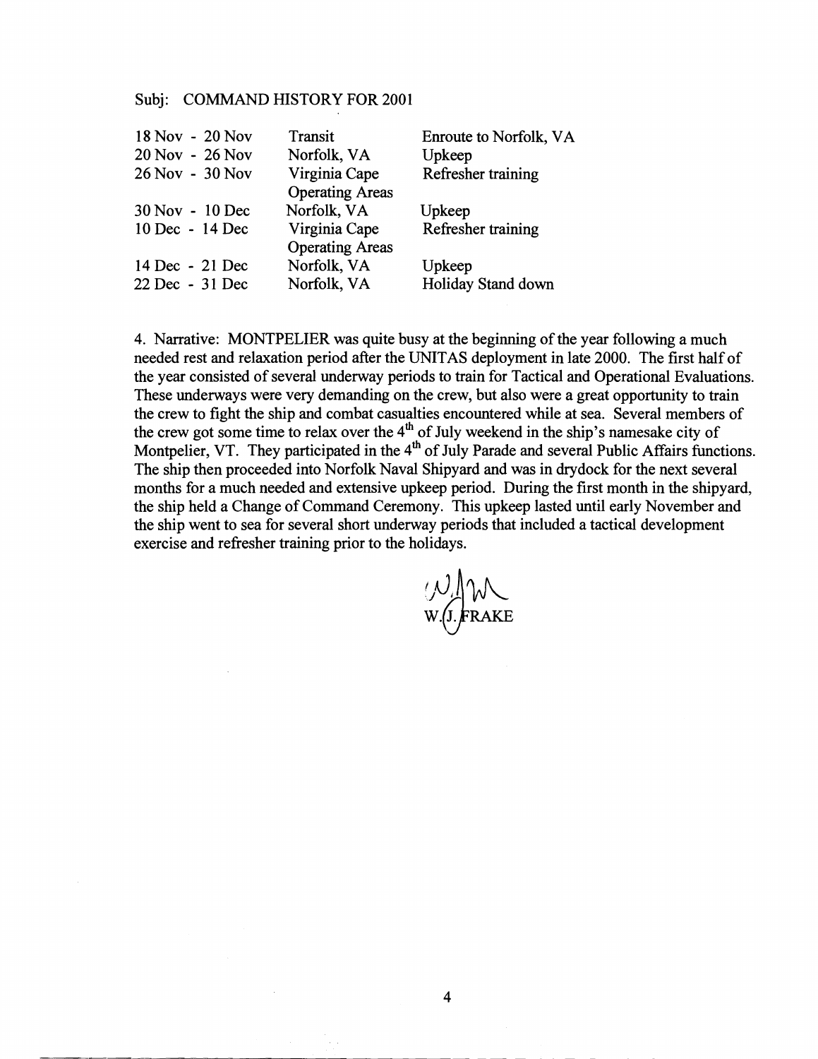Subj: COMMAND HISTORY FOR 2001

| | | |
|---|---|---|
| 18 Nov - 20 Nov | Transit | Enroute to Norfolk, VA |
| 20 Nov - 26 Nov | Norfolk, VA | Upkeep |
| 26 Nov - 30 Nov | Virginia Cape Operating Areas | Refresher training |
| 30 Nov - 10 Dec | Norfolk, VA | Upkeep |
| 10 Dec - 14 Dec | Virginia Cape Operating Areas | Refresher training |
| 14 Dec - 21 Dec | Norfolk, VA | Upkeep |
| 22 Dec - 31 Dec | Norfolk, VA | Holiday Stand down |

4. Narrative: MONTPELIER was quite busy at the beginning of the year following a much needed rest and relaxation period after the UNITAS deployment in late 2000. The first half of the year consisted of several underway periods to train for Tactical and Operational Evaluations. These underways were very demanding on the crew, but also were a great opportunity to train the crew to fight the ship and combat casualties encountered while at sea. Several members of the crew got some time to relax over the 4th of July weekend in the ship's namesake city of Montpelier, VT. They participated in the 4th of July Parade and several Public Affairs functions. The ship then proceeded into Norfolk Naval Shipyard and was in drydock for the next several months for a much needed and extensive upkeep period. During the first month in the shipyard, the ship held a Change of Command Ceremony. This upkeep lasted until early November and the ship went to sea for several short underway periods that included a tactical development exercise and refresher training prior to the holidays.

W. J. FRAKE